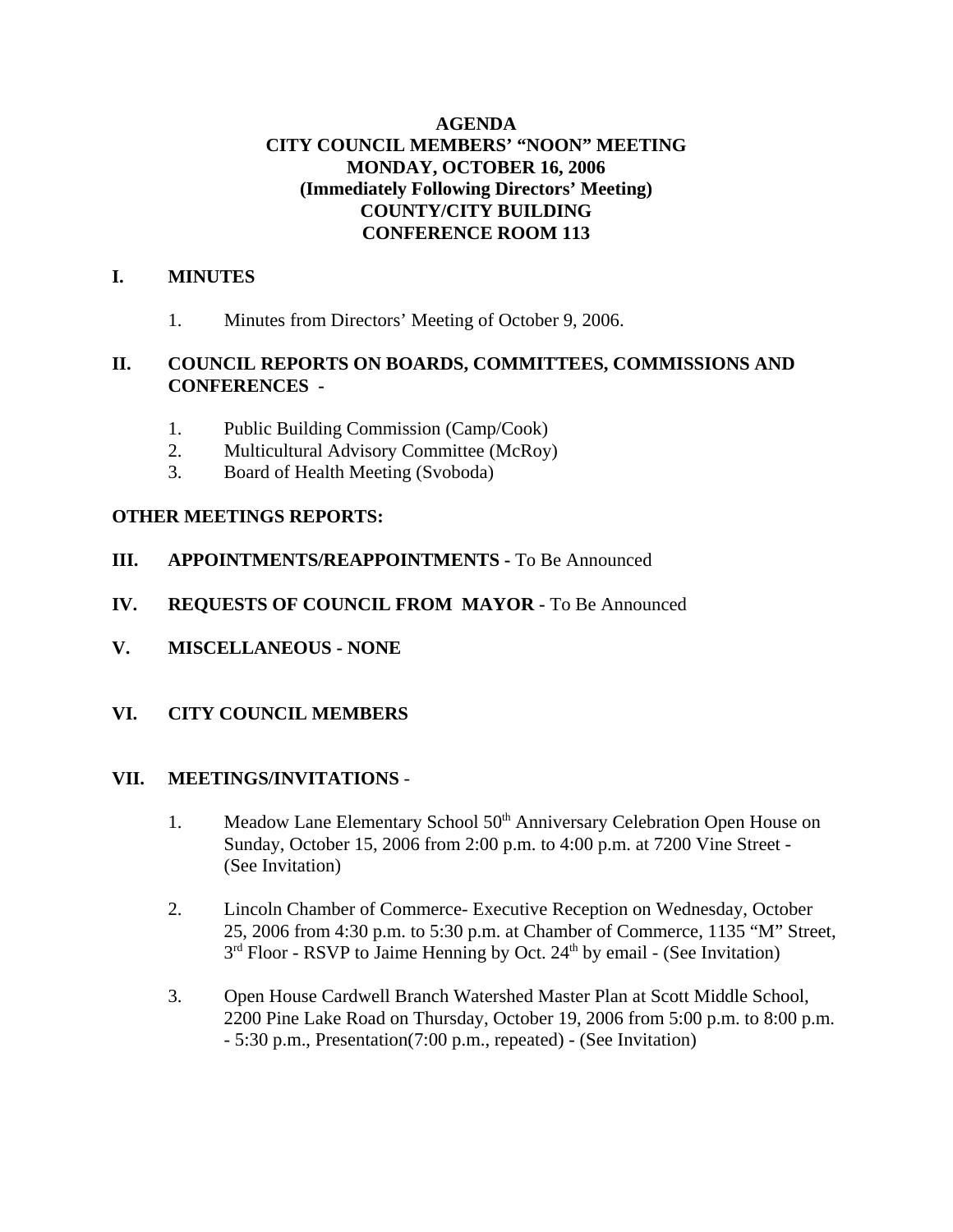# AGENDA
# CITY COUNCIL MEMBERS' "NOON" MEETING
# MONDAY, OCTOBER 16, 2006
# (Immediately Following Directors' Meeting)
# COUNTY/CITY BUILDING
# CONFERENCE ROOM 113

## I. MINUTES

1. Minutes from Directors' Meeting of October 9, 2006.

## II. COUNCIL REPORTS ON BOARDS, COMMITTEES, COMMISSIONS AND CONFERENCES -

1. Public Building Commission (Camp/Cook)
2. Multicultural Advisory Committee (McRoy)
3. Board of Health Meeting (Svoboda)

**OTHER MEETINGS REPORTS:**

## III. APPOINTMENTS/REAPPOINTMENTS - To Be Announced

## IV. REQUESTS OF COUNCIL FROM MAYOR - To Be Announced

## V. MISCELLANEOUS - NONE

## VI. CITY COUNCIL MEMBERS

## VII. MEETINGS/INVITATIONS -

1. Meadow Lane Elementary School 50th Anniversary Celebration Open House on Sunday, October 15, 2006 from 2:00 p.m. to 4:00 p.m. at 7200 Vine Street - (See Invitation)

2. Lincoln Chamber of Commerce- Executive Reception on Wednesday, October 25, 2006 from 4:30 p.m. to 5:30 p.m. at Chamber of Commerce, 1135 "M" Street, 3rd Floor - RSVP to Jaime Henning by Oct. 24th by email - (See Invitation)

3. Open House Cardwell Branch Watershed Master Plan at Scott Middle School, 2200 Pine Lake Road on Thursday, October 19, 2006 from 5:00 p.m. to 8:00 p.m. - 5:30 p.m., Presentation(7:00 p.m., repeated) - (See Invitation)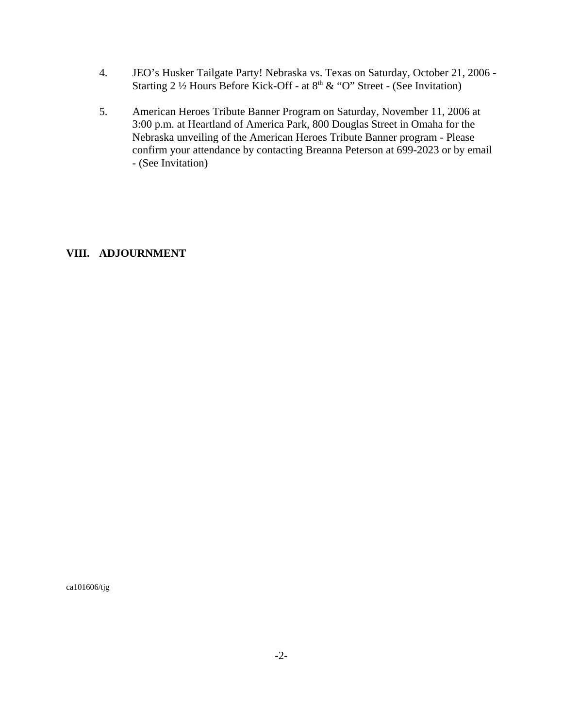4. JEO's Husker Tailgate Party! Nebraska vs. Texas on Saturday, October 21, 2006 - Starting 2 ½ Hours Before Kick-Off - at 8th & "O" Street - (See Invitation)

5. American Heroes Tribute Banner Program on Saturday, November 11, 2006 at 3:00 p.m. at Heartland of America Park, 800 Douglas Street in Omaha for the Nebraska unveiling of the American Heroes Tribute Banner program - Please confirm your attendance by contacting Breanna Peterson at 699-2023 or by email - (See Invitation)

**VIII. ADJOURNMENT**

ca101606/tjg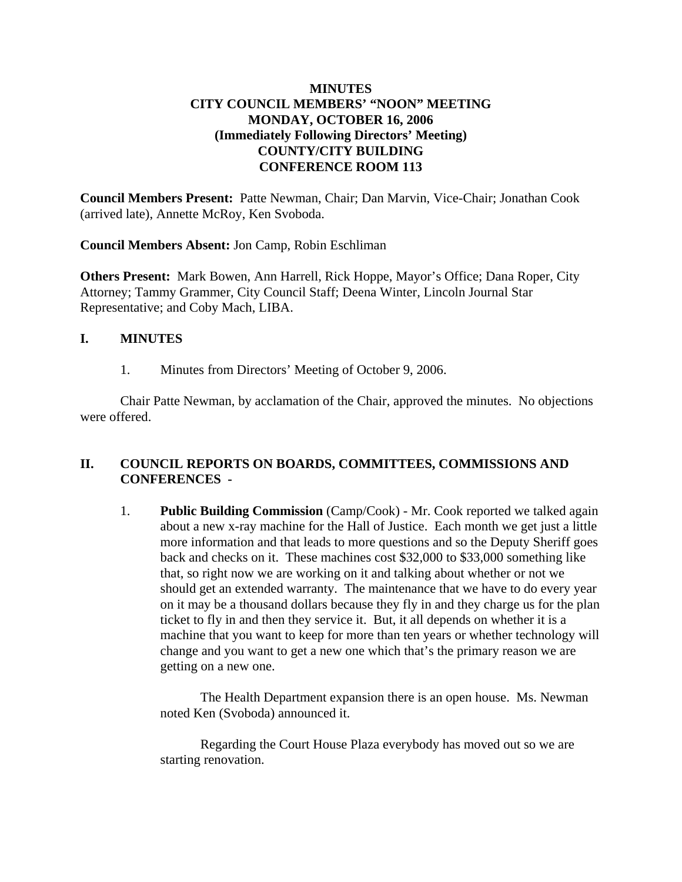**MINUTES**
**CITY COUNCIL MEMBERS' "NOON" MEETING**
**MONDAY, OCTOBER 16, 2006**
**(Immediately Following Directors' Meeting)**
**COUNTY/CITY BUILDING**
**CONFERENCE ROOM 113**

**Council Members Present:** Patte Newman, Chair; Dan Marvin, Vice-Chair; Jonathan Cook (arrived late), Annette McRoy, Ken Svoboda.

**Council Members Absent:** Jon Camp, Robin Eschliman

**Others Present:** Mark Bowen, Ann Harrell, Rick Hoppe, Mayor's Office; Dana Roper, City Attorney; Tammy Grammer, City Council Staff; Deena Winter, Lincoln Journal Star Representative; and Coby Mach, LIBA.

## I. MINUTES

1. Minutes from Directors' Meeting of October 9, 2006.

Chair Patte Newman, by acclamation of the Chair, approved the minutes. No objections were offered.

## II. COUNCIL REPORTS ON BOARDS, COMMITTEES, COMMISSIONS AND CONFERENCES -

1. **Public Building Commission** (Camp/Cook) - Mr. Cook reported we talked again about a new x-ray machine for the Hall of Justice. Each month we get just a little more information and that leads to more questions and so the Deputy Sheriff goes back and checks on it. These machines cost $32,000 to $33,000 something like that, so right now we are working on it and talking about whether or not we should get an extended warranty. The maintenance that we have to do every year on it may be a thousand dollars because they fly in and they charge us for the plan ticket to fly in and then they service it. But, it all depends on whether it is a machine that you want to keep for more than ten years or whether technology will change and you want to get a new one which that's the primary reason we are getting on a new one.

   The Health Department expansion there is an open house. Ms. Newman noted Ken (Svoboda) announced it.

   Regarding the Court House Plaza everybody has moved out so we are starting renovation.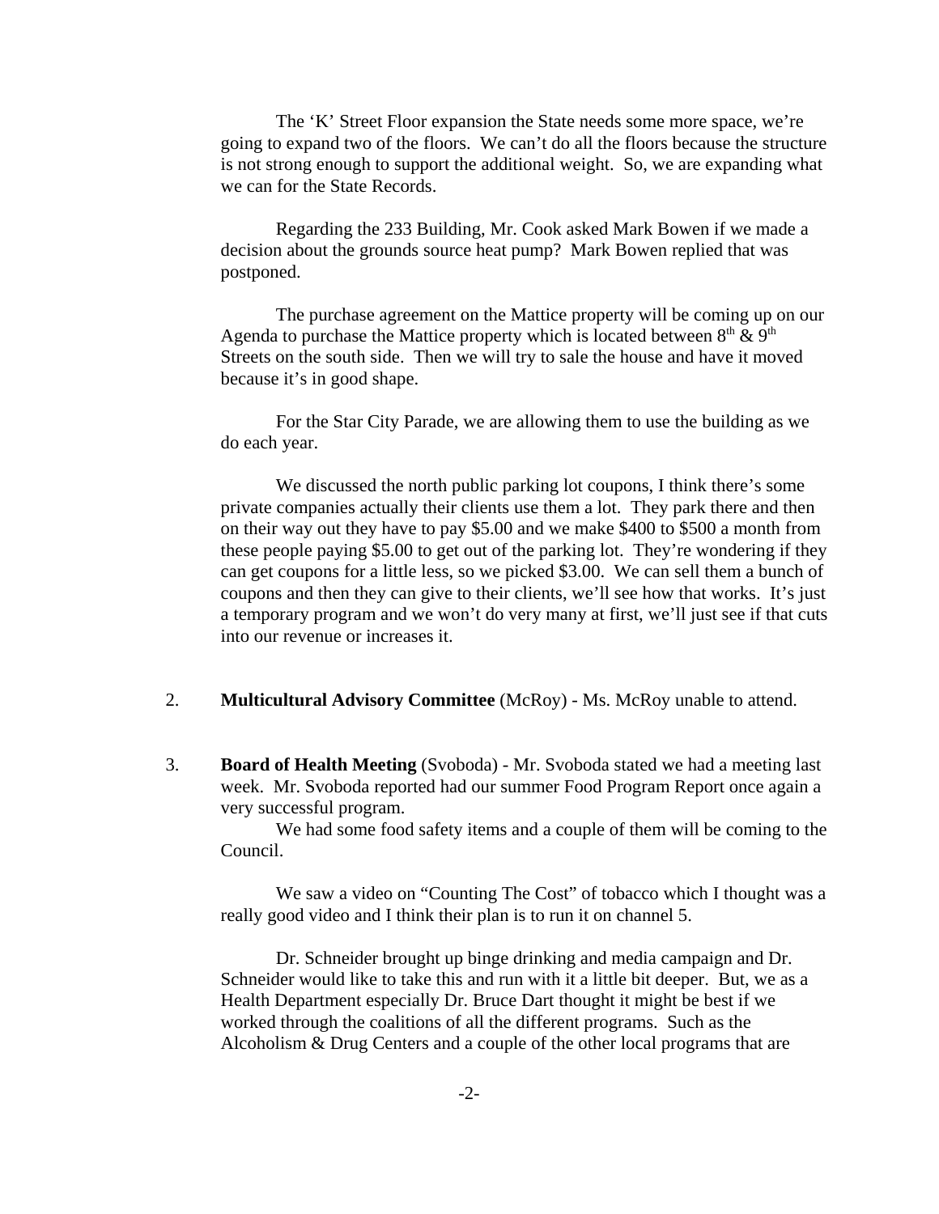The 'K' Street Floor expansion the State needs some more space, we're going to expand two of the floors. We can't do all the floors because the structure is not strong enough to support the additional weight. So, we are expanding what we can for the State Records.

Regarding the 233 Building, Mr. Cook asked Mark Bowen if we made a decision about the grounds source heat pump? Mark Bowen replied that was postponed.

The purchase agreement on the Mattice property will be coming up on our Agenda to purchase the Mattice property which is located between 8th & 9th Streets on the south side. Then we will try to sale the house and have it moved because it's in good shape.

For the Star City Parade, we are allowing them to use the building as we do each year.

We discussed the north public parking lot coupons, I think there's some private companies actually their clients use them a lot. They park there and then on their way out they have to pay $5.00 and we make $400 to $500 a month from these people paying $5.00 to get out of the parking lot. They're wondering if they can get coupons for a little less, so we picked $3.00. We can sell them a bunch of coupons and then they can give to their clients, we'll see how that works. It's just a temporary program and we won't do very many at first, we'll just see if that cuts into our revenue or increases it.

2. **Multicultural Advisory Committee** (McRoy) - Ms. McRoy unable to attend.

3. **Board of Health Meeting** (Svoboda) - Mr. Svoboda stated we had a meeting last week. Mr. Svoboda reported had our summer Food Program Report once again a very successful program.

   We had some food safety items and a couple of them will be coming to the Council.

   We saw a video on "Counting The Cost" of tobacco which I thought was a really good video and I think their plan is to run it on channel 5.

   Dr. Schneider brought up binge drinking and media campaign and Dr. Schneider would like to take this and run with it a little bit deeper. But, we as a Health Department especially Dr. Bruce Dart thought it might be best if we worked through the coalitions of all the different programs. Such as the Alcoholism & Drug Centers and a couple of the other local programs that are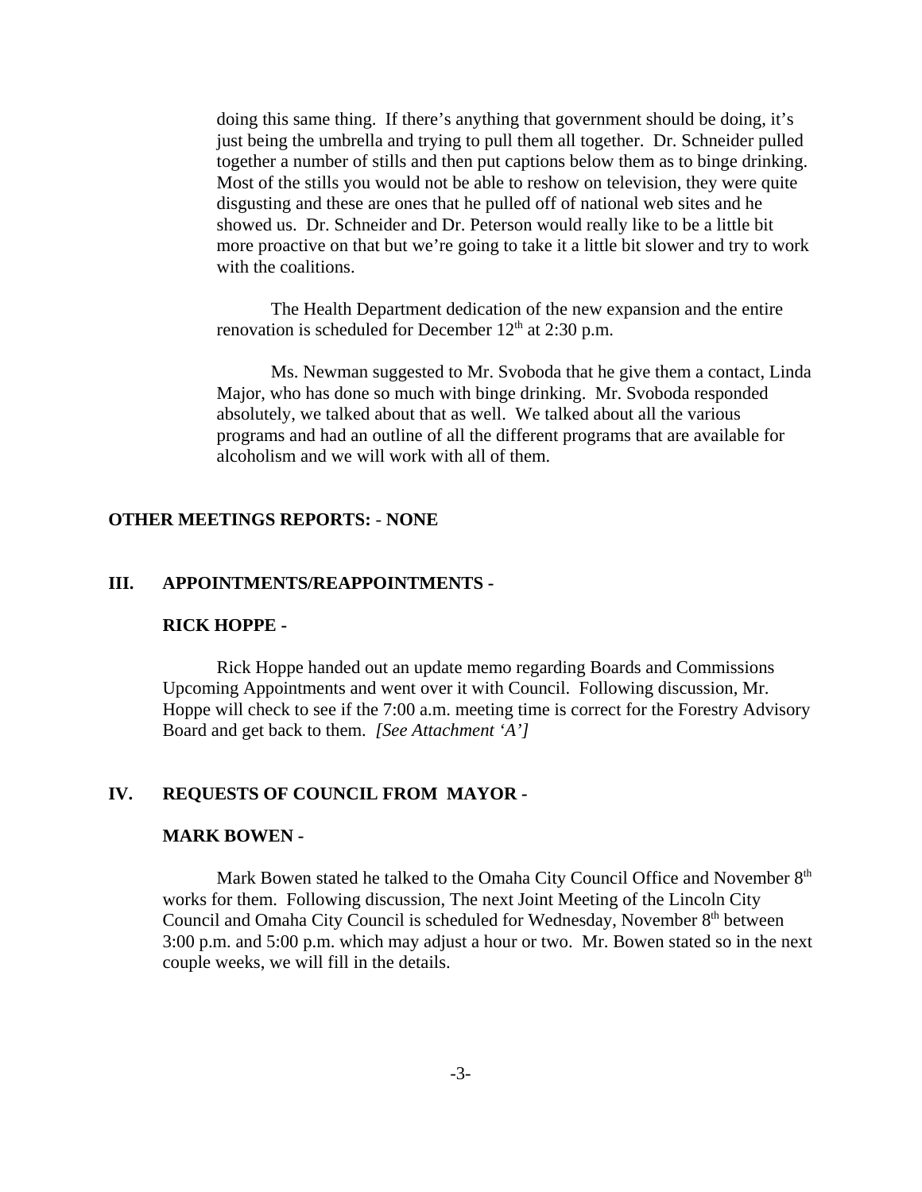doing this same thing. If there's anything that government should be doing, it's just being the umbrella and trying to pull them all together. Dr. Schneider pulled together a number of stills and then put captions below them as to binge drinking. Most of the stills you would not be able to reshow on television, they were quite disgusting and these are ones that he pulled off of national web sites and he showed us. Dr. Schneider and Dr. Peterson would really like to be a little bit more proactive on that but we're going to take it a little bit slower and try to work with the coalitions.

The Health Department dedication of the new expansion and the entire renovation is scheduled for December 12th at 2:30 p.m.

Ms. Newman suggested to Mr. Svoboda that he give them a contact, Linda Major, who has done so much with binge drinking. Mr. Svoboda responded absolutely, we talked about that as well. We talked about all the various programs and had an outline of all the different programs that are available for alcoholism and we will work with all of them.

**OTHER MEETINGS REPORTS: - NONE**

**III. APPOINTMENTS/REAPPOINTMENTS -**

**RICK HOPPE -**

Rick Hoppe handed out an update memo regarding Boards and Commissions Upcoming Appointments and went over it with Council. Following discussion, Mr. Hoppe will check to see if the 7:00 a.m. meeting time is correct for the Forestry Advisory Board and get back to them. *[See Attachment 'A']*

**IV. REQUESTS OF COUNCIL FROM MAYOR -**

**MARK BOWEN -**

Mark Bowen stated he talked to the Omaha City Council Office and November 8th works for them. Following discussion, The next Joint Meeting of the Lincoln City Council and Omaha City Council is scheduled for Wednesday, November 8th between 3:00 p.m. and 5:00 p.m. which may adjust a hour or two. Mr. Bowen stated so in the next couple weeks, we will fill in the details.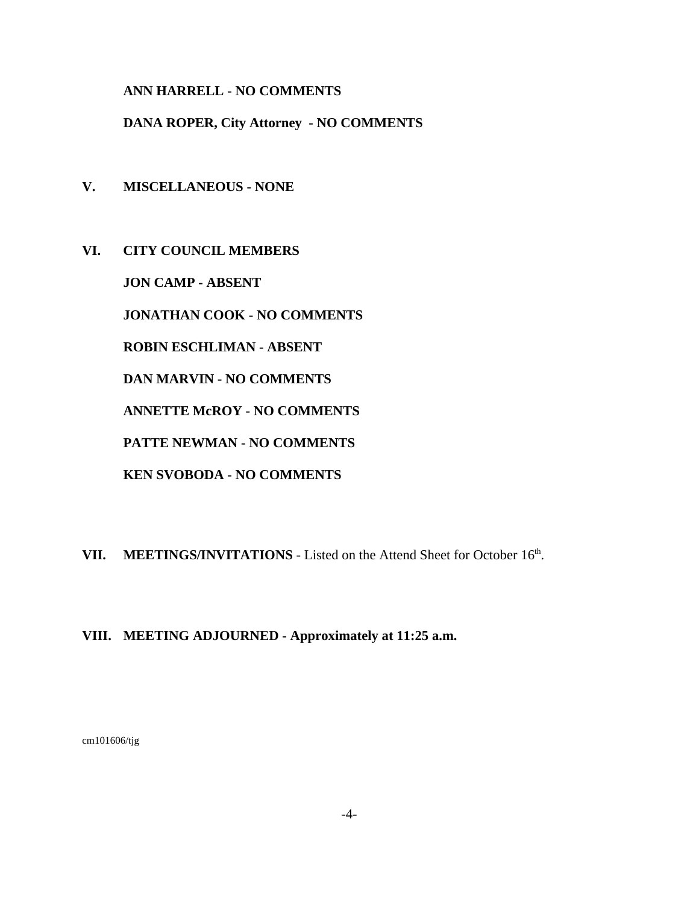**ANN HARRELL - NO COMMENTS**

**DANA ROPER, City Attorney - NO COMMENTS**

**V. MISCELLANEOUS - NONE**

**VI. CITY COUNCIL MEMBERS**

**JON CAMP - ABSENT**

**JONATHAN COOK - NO COMMENTS**

**ROBIN ESCHLIMAN - ABSENT**

**DAN MARVIN - NO COMMENTS**

**ANNETTE McROY - NO COMMENTS**

**PATTE NEWMAN - NO COMMENTS**

**KEN SVOBODA - NO COMMENTS**

**VII. MEETINGS/INVITATIONS** - Listed on the Attend Sheet for October 16th.

**VIII. MEETING ADJOURNED - Approximately at 11:25 a.m.**

cm101606/tjg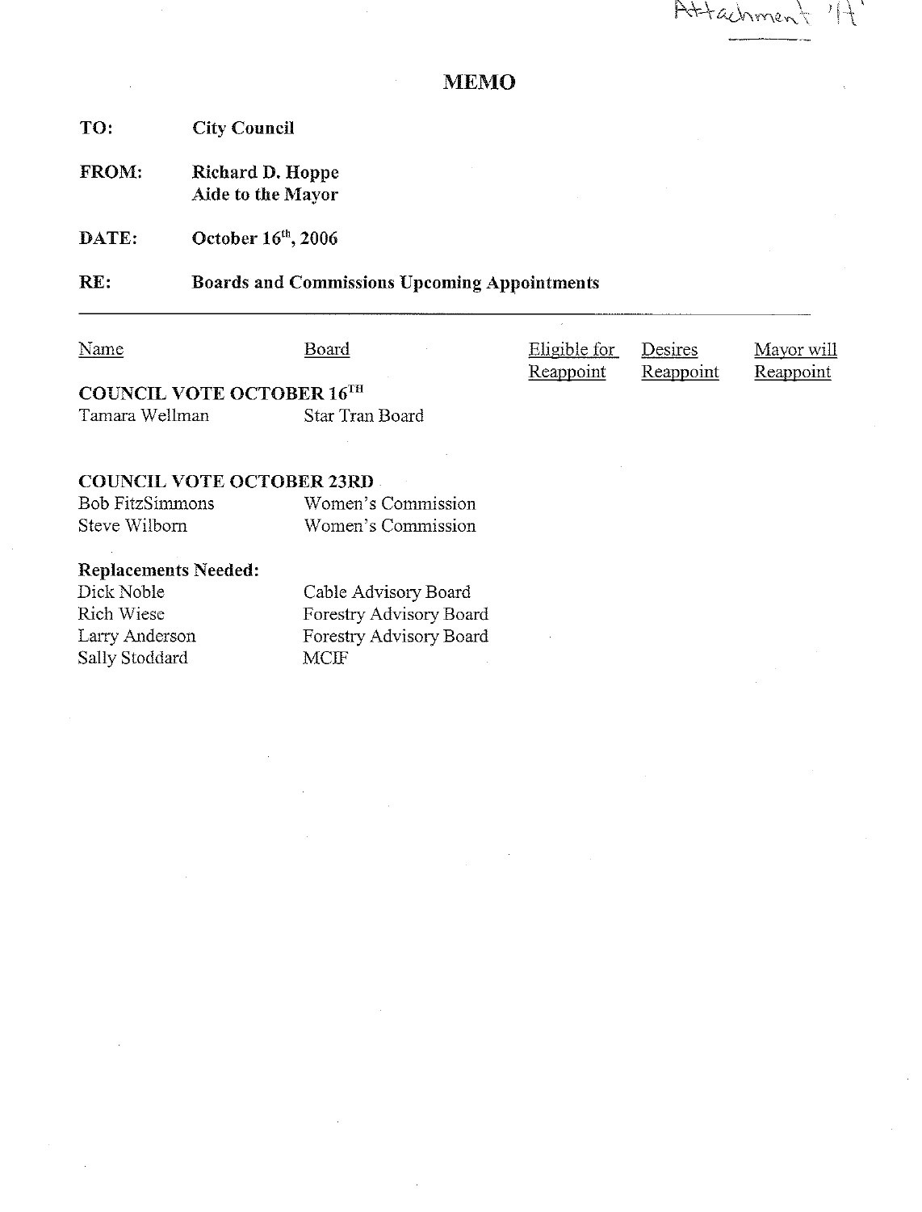Attachment 'A'

# MEMO

**TO:** City Council

**FROM:** Richard D. Hoppe
Aide to the Mayor

**DATE:** October 16th, 2006

**RE:** Boards and Commissions Upcoming Appointments

---

| Name | Board | Eligible for Reappoint | Desires Reappoint | Mayor will Reappoint |
| --- | --- | --- | --- | --- |
| **COUNCIL VOTE OCTOBER 16TH** | | | | |
| Tamara Wellman | Star Tran Board | | | |
| **COUNCIL VOTE OCTOBER 23RD** | | | | |
| Bob FitzSimmons | Women's Commission | | | |
| Steve Wilborn | Women's Commission | | | |
| **Replacements Needed:** | | | | |
| Dick Noble | Cable Advisory Board | | | |
| Rich Wiese | Forestry Advisory Board | | | |
| Larry Anderson | Forestry Advisory Board | | | |
| Sally Stoddard | MCIF | | | |